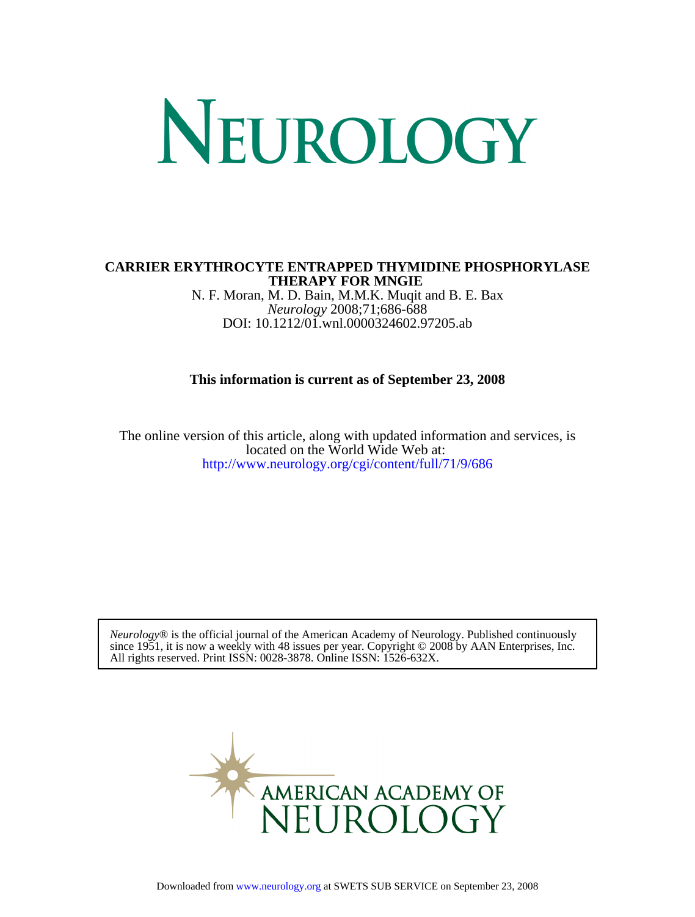# NEUROLOGY

**CARRIER ERYTHROCYTE ENTRAPPED THYMIDINE PHOSPHORYLASE THERAPY FOR MNGIE**

N. F. Moran, M. D. Bain, M.M.K. Muqit and B. E. Bax

*Neurology* 2008;71;686-688

DOI: 10.1212/01.wnl.0000324602.97205.ab

**This information is current as of September 23, 2008**

The online version of this article, along with updated information and services, is located on the World Wide Web at:

http://www.neurology.org/cgi/content/full/71/9/686

*Neurology*® is the official journal of the American Academy of Neurology. Published continuously since 1951, it is now a weekly with 48 issues per year. Copyright © 2008 by AAN Enterprises, Inc. All rights reserved. Print ISSN: 0028-3878. Online ISSN: 1526-632X.

AMERICAN ACADEMY OF NEUROLOGY

Downloaded from www.neurology.org at SWETS SUB SERVICE on September 23, 2008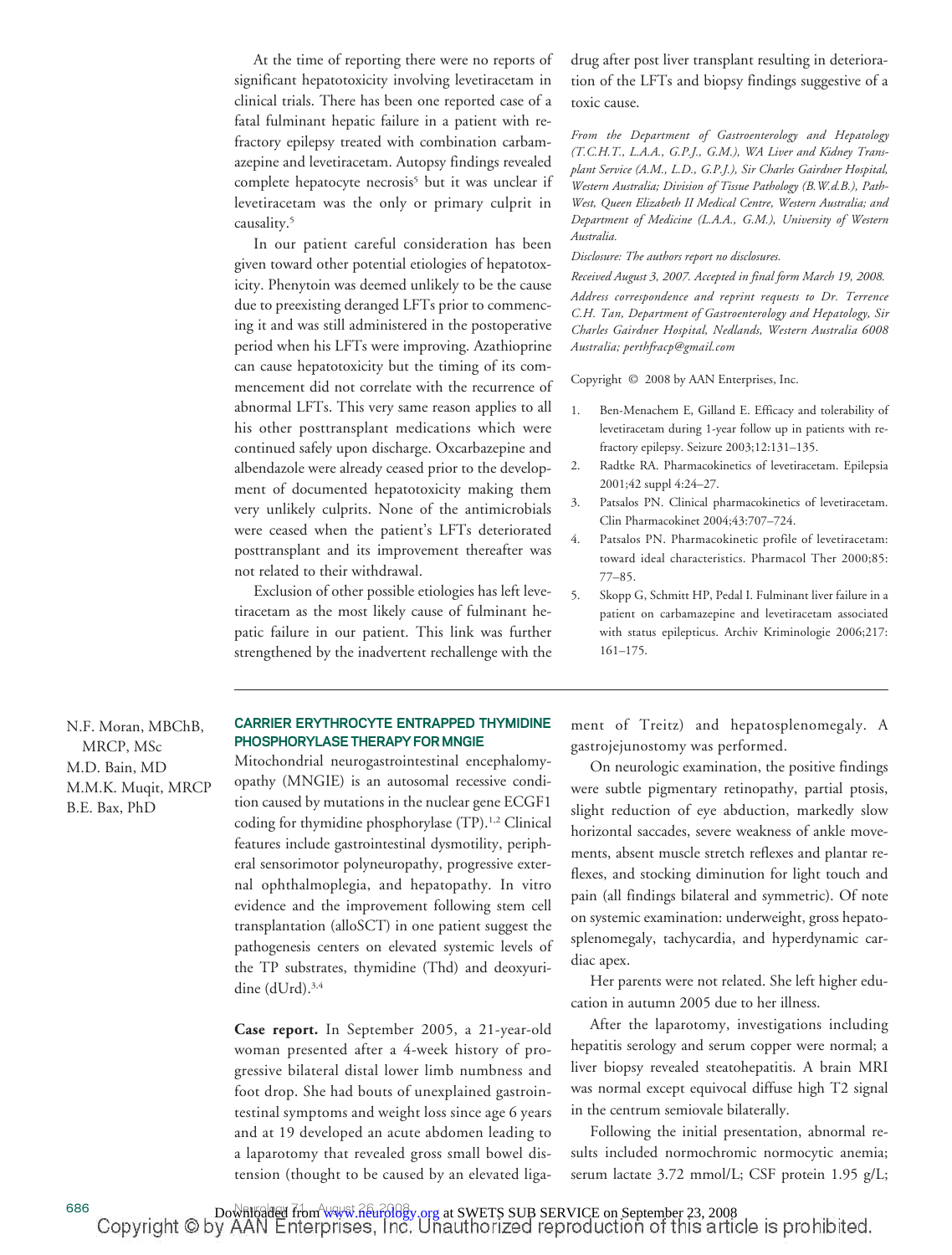At the time of reporting there were no reports of significant hepatotoxicity involving levetiracetam in clinical trials. There has been one reported case of a fatal fulminant hepatic failure in a patient with refractory epilepsy treated with combination carbamazepine and levetiracetam. Autopsy findings revealed complete hepatocyte necrosis[5] but it was unclear if levetiracetam was the only or primary culprit in causality.[5]

In our patient careful consideration has been given toward other potential etiologies of hepatotoxicity. Phenytoin was deemed unlikely to be the cause due to preexisting deranged LFTs prior to commencing it and was still administered in the postoperative period when his LFTs were improving. Azathioprine can cause hepatotoxicity but the timing of its commencement did not correlate with the recurrence of abnormal LFTs. This very same reason applies to all his other posttransplant medications which were continued safely upon discharge. Oxcarbazepine and albendazole were already ceased prior to the development of documented hepatotoxicity making them very unlikely culprits. None of the antimicrobials were ceased when the patient's LFTs deteriorated posttransplant and its improvement thereafter was not related to their withdrawal.

Exclusion of other possible etiologies has left levetiracetam as the most likely cause of fulminant hepatic failure in our patient. This link was further strengthened by the inadvertent rechallenge with the drug after post liver transplant resulting in deterioration of the LFTs and biopsy findings suggestive of a toxic cause.

*From the Department of Gastroenterology and Hepatology (T.C.H.T., L.A.A., G.P.J., G.M.), WA Liver and Kidney Transplant Service (A.M., L.D., G.P.J.), Sir Charles Gairdner Hospital, Western Australia; Division of Tissue Pathology (B.W.d.B.), PathWest, Queen Elizabeth II Medical Centre, Western Australia; and Department of Medicine (L.A.A., G.M.), University of Western Australia.*

*Disclosure: The authors report no disclosures.*

*Received August 3, 2007. Accepted in final form March 19, 2008.*

*Address correspondence and reprint requests to Dr. Terrence C.H. Tan, Department of Gastroenterology and Hepatology, Sir Charles Gairdner Hospital, Nedlands, Western Australia 6008 Australia; perthfracp@gmail.com*

Copyright © 2008 by AAN Enterprises, Inc.

1. Ben-Menachem E, Gilland E. Efficacy and tolerability of levetiracetam during 1-year follow up in patients with refractory epilepsy. Seizure 2003;12:131–135.
2. Radtke RA. Pharmacokinetics of levetiracetam. Epilepsia 2001;42 suppl 4:24–27.
3. Patsalos PN. Clinical pharmacokinetics of levetiracetam. Clin Pharmacokinet 2004;43:707–724.
4. Patsalos PN. Pharmacokinetic profile of levetiracetam: toward ideal characteristics. Pharmacol Ther 2000;85: 77–85.
5. Skopp G, Schmitt HP, Pedal I. Fulminant liver failure in a patient on carbamazepine and levetiracetam associated with status epilepticus. Archiv Kriminologie 2006;217: 161–175.

---

N.F. Moran, MBChB, MRCP, MSc
M.D. Bain, MD
M.M.K. Muqit, MRCP
B.E. Bax, PhD

## CARRIER ERYTHROCYTE ENTRAPPED THYMIDINE PHOSPHORYLASE THERAPY FOR MNGIE

Mitochondrial neurogastrointestinal encephalomyopathy (MNGIE) is an autosomal recessive condition caused by mutations in the nuclear gene ECGF1 coding for thymidine phosphorylase (TP).[1,2] Clinical features include gastrointestinal dysmotility, peripheral sensorimotor polyneuropathy, progressive external ophthalmoplegia, and hepatopathy. In vitro evidence and the improvement following stem cell transplantation (alloSCT) in one patient suggest the pathogenesis centers on elevated systemic levels of the TP substrates, thymidine (Thd) and deoxyuridine (dUrd).[3,4]

**Case report.** In September 2005, a 21-year-old woman presented after a 4-week history of progressive bilateral distal lower limb numbness and foot drop. She had bouts of unexplained gastrointestinal symptoms and weight loss since age 6 years and at 19 developed an acute abdomen leading to a laparotomy that revealed gross small bowel distension (thought to be caused by an elevated ligament of Treitz) and hepatosplenomegaly. A gastrojejunostomy was performed.

On neurologic examination, the positive findings were subtle pigmentary retinopathy, partial ptosis, slight reduction of eye abduction, markedly slow horizontal saccades, severe weakness of ankle movements, absent muscle stretch reflexes and plantar reflexes, and stocking diminution for light touch and pain (all findings bilateral and symmetric). Of note on systemic examination: underweight, gross hepatosplenomegaly, tachycardia, and hyperdynamic cardiac apex.

Her parents were not related. She left higher education in autumn 2005 due to her illness.

After the laparotomy, investigations including hepatitis serology and serum copper were normal; a liver biopsy revealed steatohepatitis. A brain MRI was normal except equivocal diffuse high T2 signal in the centrum semiovale bilaterally.

Following the initial presentation, abnormal results included normochromic normocytic anemia; serum lactate 3.72 mmol/L; CSF protein 1.95 g/L;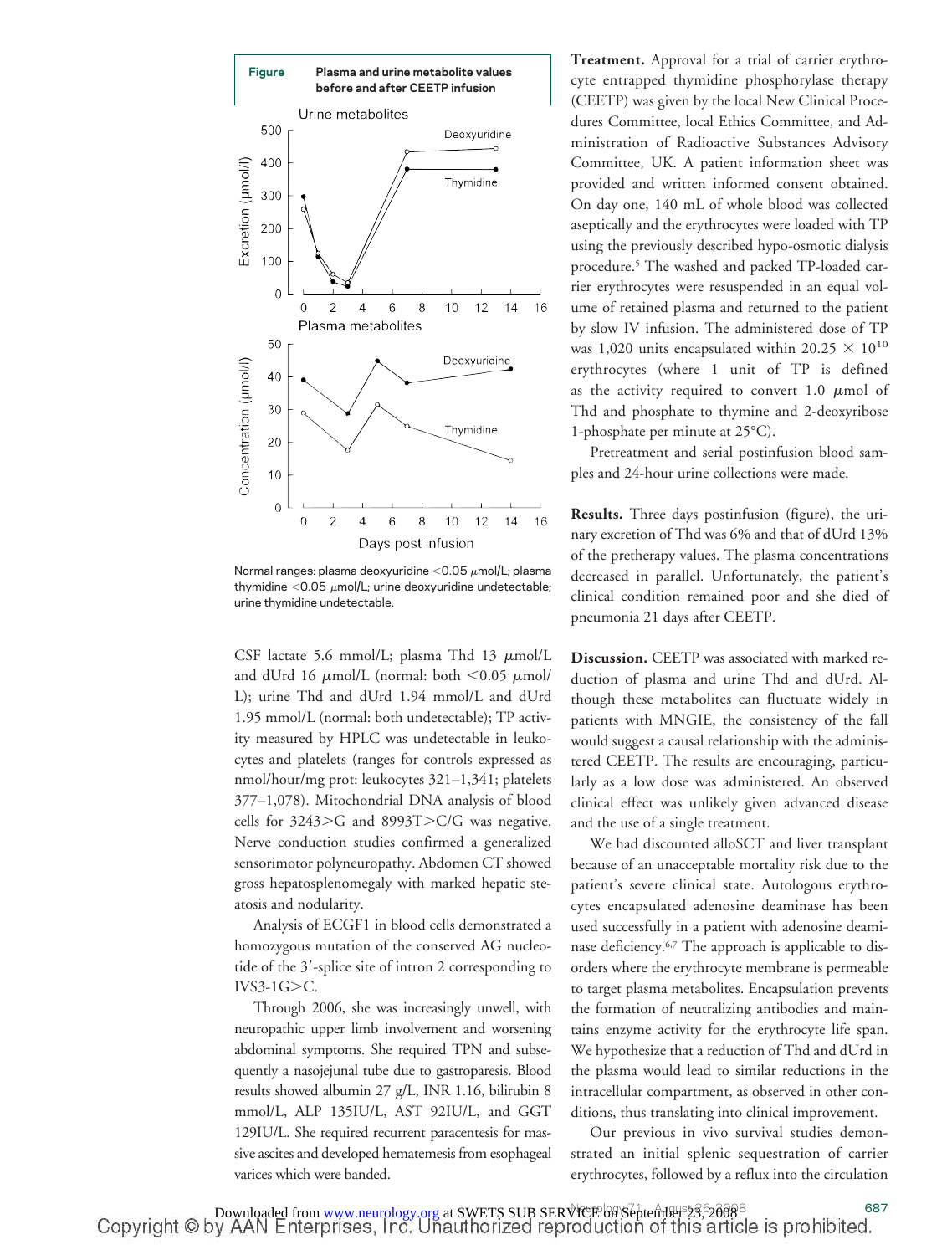**Figure** Plasma and urine metabolite values before and after CEETP infusion

Normal ranges: plasma deoxyuridine <0.05 μmol/L; plasma thymidine <0.05 μmol/L; urine deoxyuridine undetectable; urine thymidine undetectable.

CSF lactate 5.6 mmol/L; plasma Thd 13 μmol/L and dUrd 16 μmol/L (normal: both <0.05 μmol/L); urine Thd and dUrd 1.94 mmol/L and dUrd 1.95 mmol/L (normal: both undetectable); TP activity measured by HPLC was undetectable in leukocytes and platelets (ranges for controls expressed as nmol/hour/mg prot: leukocytes 321–1,341; platelets 377–1,078). Mitochondrial DNA analysis of blood cells for 3243>G and 8993T>C/G was negative. Nerve conduction studies confirmed a generalized sensorimotor polyneuropathy. Abdomen CT showed gross hepatosplenomegaly with marked hepatic steatosis and nodularity.

Analysis of ECGF1 in blood cells demonstrated a homozygous mutation of the conserved AG nucleotide of the 3′-splice site of intron 2 corresponding to IVS3-1G>C.

Through 2006, she was increasingly unwell, with neuropathic upper limb involvement and worsening abdominal symptoms. She required TPN and subsequently a nasojejunal tube due to gastroparesis. Blood results showed albumin 27 g/L, INR 1.16, bilirubin 8 mmol/L, ALP 135IU/L, AST 92IU/L, and GGT 129IU/L. She required recurrent paracentesis for massive ascites and developed hematemesis from esophageal varices which were banded.

**Treatment.** Approval for a trial of carrier erythrocyte entrapped thymidine phosphorylase therapy (CEETP) was given by the local New Clinical Procedures Committee, local Ethics Committee, and Administration of Radioactive Substances Advisory Committee, UK. A patient information sheet was provided and written informed consent obtained. On day one, 140 mL of whole blood was collected aseptically and the erythrocytes were loaded with TP using the previously described hypo-osmotic dialysis procedure.[5] The washed and packed TP-loaded carrier erythrocytes were resuspended in an equal volume of retained plasma and returned to the patient by slow IV infusion. The administered dose of TP was 1,020 units encapsulated within $20.25 \times 10^{10}$ erythrocytes (where 1 unit of TP is defined as the activity required to convert 1.0 μmol of Thd and phosphate to thymine and 2-deoxyribose 1-phosphate per minute at 25°C).

Pretreatment and serial postinfusion blood samples and 24-hour urine collections were made.

**Results.** Three days postinfusion (figure), the urinary excretion of Thd was 6% and that of dUrd 13% of the pretherapy values. The plasma concentrations decreased in parallel. Unfortunately, the patient's clinical condition remained poor and she died of pneumonia 21 days after CEETP.

**Discussion.** CEETP was associated with marked reduction of plasma and urine Thd and dUrd. Although these metabolites can fluctuate widely in patients with MNGIE, the consistency of the fall would suggest a causal relationship with the administered CEETP. The results are encouraging, particularly as a low dose was administered. An observed clinical effect was unlikely given advanced disease and the use of a single treatment.

We had discounted alloSCT and liver transplant because of an unacceptable mortality risk due to the patient's severe clinical state. Autologous erythrocytes encapsulated adenosine deaminase has been used successfully in a patient with adenosine deaminase deficiency.[6,7] The approach is applicable to disorders where the erythrocyte membrane is permeable to target plasma metabolites. Encapsulation prevents the formation of neutralizing antibodies and maintains enzyme activity for the erythrocyte life span. We hypothesize that a reduction of Thd and dUrd in the plasma would lead to similar reductions in the intracellular compartment, as observed in other conditions, thus translating into clinical improvement.

Our previous in vivo survival studies demonstrated an initial splenic sequestration of carrier erythrocytes, followed by a reflux into the circulation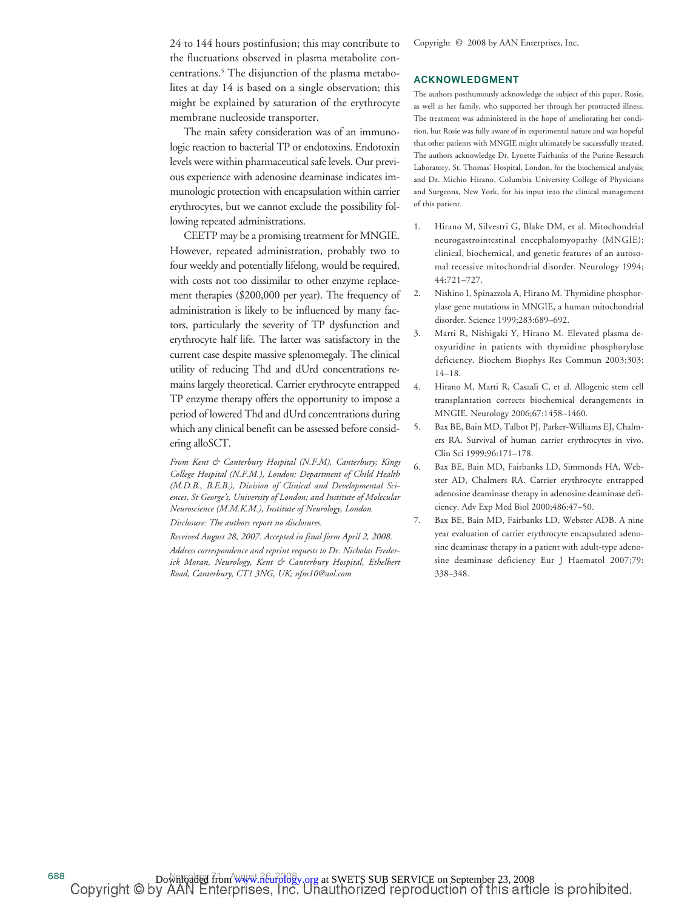24 to 144 hours postinfusion; this may contribute to the fluctuations observed in plasma metabolite concentrations.[5] The disjunction of the plasma metabolites at day 14 is based on a single observation; this might be explained by saturation of the erythrocyte membrane nucleoside transporter.

The main safety consideration was of an immunologic reaction to bacterial TP or endotoxins. Endotoxin levels were within pharmaceutical safe levels. Our previous experience with adenosine deaminase indicates immunologic protection with encapsulation within carrier erythrocytes, but we cannot exclude the possibility following repeated administrations.

CEETP may be a promising treatment for MNGIE. However, repeated administration, probably two to four weekly and potentially lifelong, would be required, with costs not too dissimilar to other enzyme replacement therapies ($200,000 per year). The frequency of administration is likely to be influenced by many factors, particularly the severity of TP dysfunction and erythrocyte half life. The latter was satisfactory in the current case despite massive splenomegaly. The clinical utility of reducing Thd and dUrd concentrations remains largely theoretical. Carrier erythrocyte entrapped TP enzyme therapy offers the opportunity to impose a period of lowered Thd and dUrd concentrations during which any clinical benefit can be assessed before considering alloSCT.

*From Kent & Canterbury Hospital (N.F.M), Canterbury; Kings College Hospital (N.F.M.), London; Department of Child Health (M.D.B., B.E.B.), Division of Clinical and Developmental Sciences, St George's, University of London; and Institute of Molecular Neuroscience (M.M.K.M.), Institute of Neurology, London.*

*Disclosure: The authors report no disclosures.*

*Received August 28, 2007. Accepted in final form April 2, 2008.*

*Address correspondence and reprint requests to Dr. Nicholas Frederick Moran, Neurology, Kent & Canterbury Hospital, Ethelbert Road, Canterbury, CT1 3NG, UK; nfm10@aol.com*

Copyright © 2008 by AAN Enterprises, Inc.

## ACKNOWLEDGMENT

The authors posthumously acknowledge the subject of this paper, Rosie, as well as her family, who supported her through her protracted illness. The treatment was administered in the hope of ameliorating her condition, but Rosie was fully aware of its experimental nature and was hopeful that other patients with MNGIE might ultimately be successfully treated. The authors acknowledge Dr. Lynette Fairbanks of the Purine Research Laboratory, St. Thomas' Hospital, London, for the biochemical analysis; and Dr. Michio Hirano, Columbia University College of Physicians and Surgeons, New York, for his input into the clinical management of this patient.

1. Hirano M, Silvestri G, Blake DM, et al. Mitochondrial neurogastrointestinal encephalomyopathy (MNGIE): clinical, biochemical, and genetic features of an autosomal recessive mitochondrial disorder. Neurology 1994; 44:721–727.
2. Nishino I, Spinazzola A, Hirano M. Thymidine phosphorylase gene mutations in MNGIE, a human mitochondrial disorder. Science 1999;283:689–692.
3. Marti R, Nishigaki Y, Hirano M. Elevated plasma deoxyuridine in patients with thymidine phosphorylase deficiency. Biochem Biophys Res Commun 2003;303: 14–18.
4. Hirano M, Marti R, Casaali C, et al. Allogenic stem cell transplantation corrects biochemical derangements in MNGIE. Neurology 2006;67:1458–1460.
5. Bax BE, Bain MD, Talbot PJ, Parker-Williams EJ, Chalmers RA. Survival of human carrier erythrocytes in vivo. Clin Sci 1999;96:171–178.
6. Bax BE, Bain MD, Fairbanks LD, Simmonds HA, Webster AD, Chalmers RA. Carrier erythrocyte entrapped adenosine deaminase therapy in adenosine deaminase deficiency. Adv Exp Med Biol 2000;486:47–50.
7. Bax BE, Bain MD, Fairbanks LD, Webster ADB. A nine year evaluation of carrier erythrocyte encapsulated adenosine deaminase therapy in a patient with adult-type adenosine deaminase deficiency Eur J Haematol 2007;79: 338–348.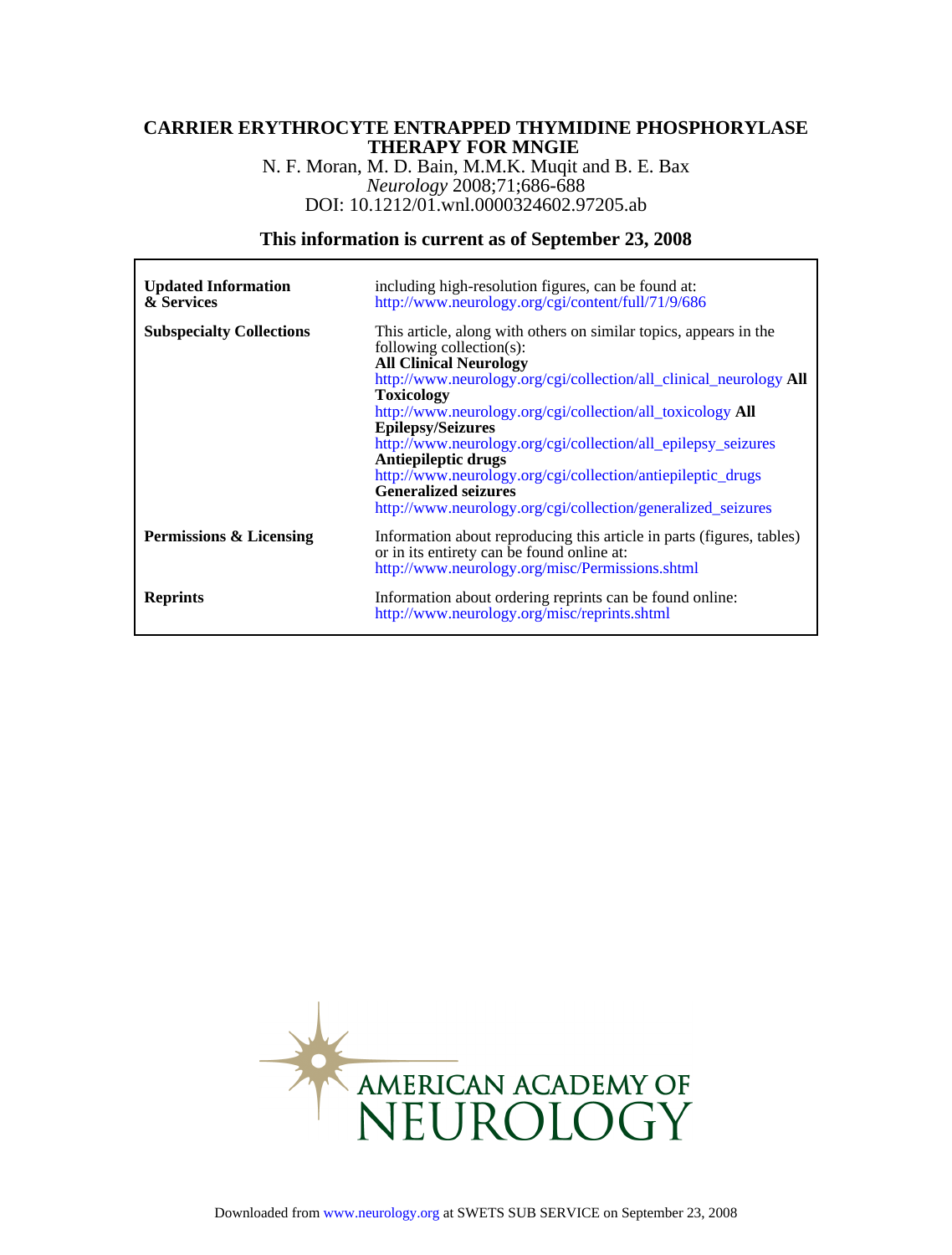**CARRIER ERYTHROCYTE ENTRAPPED THYMIDINE PHOSPHORYLASE THERAPY FOR MNGIE**

N. F. Moran, M. D. Bain, M.M.K. Muqit and B. E. Bax

*Neurology* 2008;71;686-688

DOI: 10.1212/01.wnl.0000324602.97205.ab

**This information is current as of September 23, 2008**

| | |
|---|---|
| **Updated Information & Services** | including high-resolution figures, can be found at: http://www.neurology.org/cgi/content/full/71/9/686 |
| **Subspecialty Collections** | This article, along with others on similar topics, appears in the following collection(s): **All Clinical Neurology** http://www.neurology.org/cgi/collection/all_clinical_neurology **All Toxicology** http://www.neurology.org/cgi/collection/all_toxicology **All Epilepsy/Seizures** http://www.neurology.org/cgi/collection/all_epilepsy_seizures **Antiepileptic drugs** http://www.neurology.org/cgi/collection/antiepileptic_drugs **Generalized seizures** http://www.neurology.org/cgi/collection/generalized_seizures |
| **Permissions & Licensing** | Information about reproducing this article in parts (figures, tables) or in its entirety can be found online at: http://www.neurology.org/misc/Permissions.shtml |
| **Reprints** | Information about ordering reprints can be found online: http://www.neurology.org/misc/reprints.shtml |

AMERICAN ACADEMY OF NEUROLOGY

Downloaded from www.neurology.org at SWETS SUB SERVICE on September 23, 2008